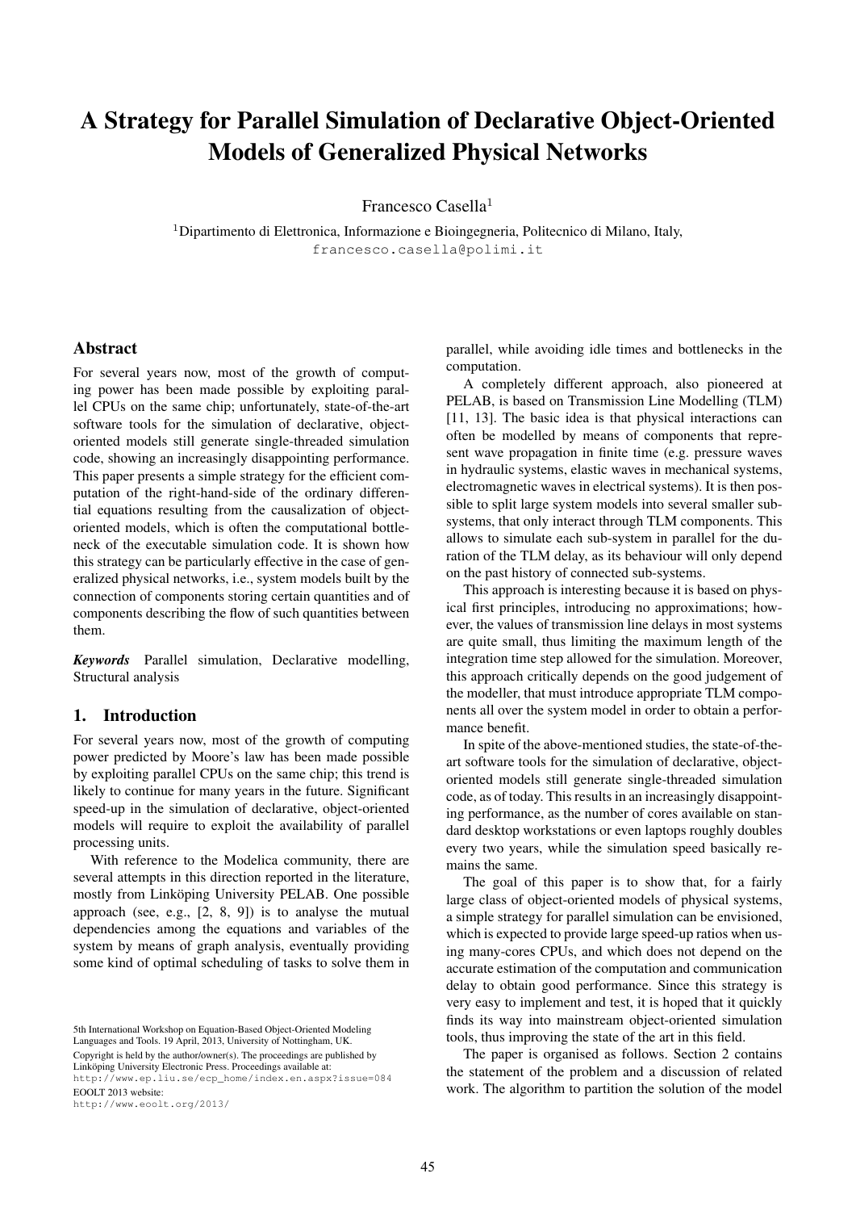# A Strategy for Parallel Simulation of Declarative Object-Oriented Models of Generalized Physical Networks

Francesco Casella[1]

[1]Dipartimento di Elettronica, Informazione e Bioingegneria, Politecnico di Milano, Italy,
francesco.casella@polimi.it

## Abstract

For several years now, most of the growth of computing power has been made possible by exploiting parallel CPUs on the same chip; unfortunately, state-of-the-art software tools for the simulation of declarative, object-oriented models still generate single-threaded simulation code, showing an increasingly disappointing performance. This paper presents a simple strategy for the efficient computation of the right-hand-side of the ordinary differential equations resulting from the causalization of object-oriented models, which is often the computational bottleneck of the executable simulation code. It is shown how this strategy can be particularly effective in the case of generalized physical networks, i.e., system models built by the connection of components storing certain quantities and of components describing the flow of such quantities between them.

***Keywords*** Parallel simulation, Declarative modelling, Structural analysis

## 1. Introduction

For several years now, most of the growth of computing power predicted by Moore's law has been made possible by exploiting parallel CPUs on the same chip; this trend is likely to continue for many years in the future. Significant speed-up in the simulation of declarative, object-oriented models will require to exploit the availability of parallel processing units.

With reference to the Modelica community, there are several attempts in this direction reported in the literature, mostly from Linköping University PELAB. One possible approach (see, e.g., [2, 8, 9]) is to analyse the mutual dependencies among the equations and variables of the system by means of graph analysis, eventually providing some kind of optimal scheduling of tasks to solve them in parallel, while avoiding idle times and bottlenecks in the computation.

A completely different approach, also pioneered at PELAB, is based on Transmission Line Modelling (TLM) [11, 13]. The basic idea is that physical interactions can often be modelled by means of components that represent wave propagation in finite time (e.g. pressure waves in hydraulic systems, elastic waves in mechanical systems, electromagnetic waves in electrical systems). It is then possible to split large system models into several smaller subsystems, that only interact through TLM components. This allows to simulate each sub-system in parallel for the duration of the TLM delay, as its behaviour will only depend on the past history of connected sub-systems.

This approach is interesting because it is based on physical first principles, introducing no approximations; however, the values of transmission line delays in most systems are quite small, thus limiting the maximum length of the integration time step allowed for the simulation. Moreover, this approach critically depends on the good judgement of the modeller, that must introduce appropriate TLM components all over the system model in order to obtain a performance benefit.

In spite of the above-mentioned studies, the state-of-the-art software tools for the simulation of declarative, object-oriented models still generate single-threaded simulation code, as of today. This results in an increasingly disappointing performance, as the number of cores available on standard desktop workstations or even laptops roughly doubles every two years, while the simulation speed basically remains the same.

The goal of this paper is to show that, for a fairly large class of object-oriented models of physical systems, a simple strategy for parallel simulation can be envisioned, which is expected to provide large speed-up ratios when using many-cores CPUs, and which does not depend on the accurate estimation of the computation and communication delay to obtain good performance. Since this strategy is very easy to implement and test, it is hoped that it quickly finds its way into mainstream object-oriented simulation tools, thus improving the state of the art in this field.

The paper is organised as follows. Section 2 contains the statement of the problem and a discussion of related work. The algorithm to partition the solution of the model

5th International Workshop on Equation-Based Object-Oriented Modeling Languages and Tools. 19 April, 2013, University of Nottingham, UK.
Copyright is held by the author/owner(s). The proceedings are published by Linköping University Electronic Press. Proceedings available at:
http://www.ep.liu.se/ecp_home/index.en.aspx?issue=084
EOOLT 2013 website:
http://www.eoolt.org/2013/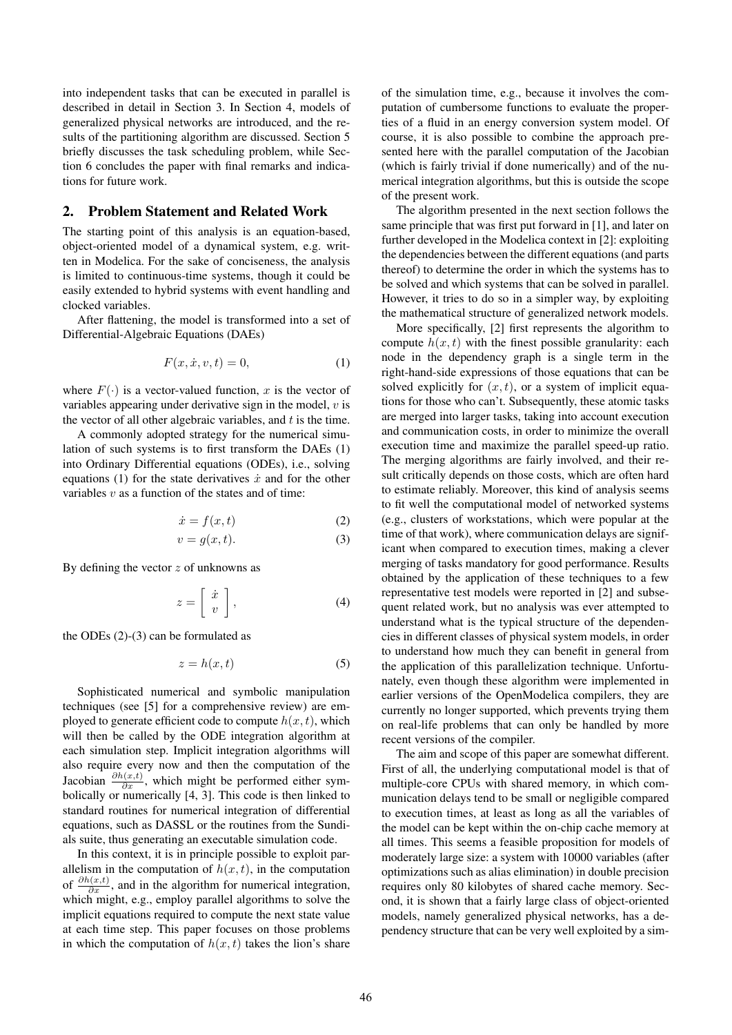into independent tasks that can be executed in parallel is described in detail in Section 3. In Section 4, models of generalized physical networks are introduced, and the results of the partitioning algorithm are discussed. Section 5 briefly discusses the task scheduling problem, while Section 6 concludes the paper with final remarks and indications for future work.

## 2. Problem Statement and Related Work

The starting point of this analysis is an equation-based, object-oriented model of a dynamical system, e.g. written in Modelica. For the sake of conciseness, the analysis is limited to continuous-time systems, though it could be easily extended to hybrid systems with event handling and clocked variables.

After flattening, the model is transformed into a set of Differential-Algebraic Equations (DAEs)

$$F(x, \dot{x}, v, t) = 0, \tag{1}$$

where $F(\cdot)$ is a vector-valued function, $x$ is the vector of variables appearing under derivative sign in the model, $v$ is the vector of all other algebraic variables, and $t$ is the time.

A commonly adopted strategy for the numerical simulation of such systems is to first transform the DAEs (1) into Ordinary Differential equations (ODEs), i.e., solving equations (1) for the state derivatives $\dot{x}$ and for the other variables $v$ as a function of the states and of time:

$$\dot{x} = f(x, t) \tag{2}$$

$$v = g(x, t). \tag{3}$$

By defining the vector $z$ of unknowns as

$$z = \begin{bmatrix} \dot{x} \\ v \end{bmatrix}, \tag{4}$$

the ODEs (2)-(3) can be formulated as

$$z = h(x, t) \tag{5}$$

Sophisticated numerical and symbolic manipulation techniques (see [5] for a comprehensive review) are employed to generate efficient code to compute $h(x,t)$, which will then be called by the ODE integration algorithm at each simulation step. Implicit integration algorithms will also require every now and then the computation of the Jacobian $\frac{\partial h(x,t)}{\partial x}$, which might be performed either symbolically or numerically [4, 3]. This code is then linked to standard routines for numerical integration of differential equations, such as DASSL or the routines from the Sundials suite, thus generating an executable simulation code.

In this context, it is in principle possible to exploit parallelism in the computation of $h(x,t)$, in the computation of $\frac{\partial h(x,t)}{\partial x}$, and in the algorithm for numerical integration, which might, e.g., employ parallel algorithms to solve the implicit equations required to compute the next state value at each time step. This paper focuses on those problems in which the computation of $h(x,t)$ takes the lion's share of the simulation time, e.g., because it involves the computation of cumbersome functions to evaluate the properties of a fluid in an energy conversion system model. Of course, it is also possible to combine the approach presented here with the parallel computation of the Jacobian (which is fairly trivial if done numerically) and of the numerical integration algorithms, but this is outside the scope of the present work.

The algorithm presented in the next section follows the same principle that was first put forward in [1], and later on further developed in the Modelica context in [2]: exploiting the dependencies between the different equations (and parts thereof) to determine the order in which the systems has to be solved and which systems that can be solved in parallel. However, it tries to do so in a simpler way, by exploiting the mathematical structure of generalized network models.

More specifically, [2] first represents the algorithm to compute $h(x,t)$ with the finest possible granularity: each node in the dependency graph is a single term in the right-hand-side expressions of those equations that can be solved explicitly for $(x,t)$, or a system of implicit equations for those who can't. Subsequently, these atomic tasks are merged into larger tasks, taking into account execution and communication costs, in order to minimize the overall execution time and maximize the parallel speed-up ratio. The merging algorithms are fairly involved, and their result critically depends on those costs, which are often hard to estimate reliably. Moreover, this kind of analysis seems to fit well the computational model of networked systems (e.g., clusters of workstations, which were popular at the time of that work), where communication delays are significant when compared to execution times, making a clever merging of tasks mandatory for good performance. Results obtained by the application of these techniques to a few representative test models were reported in [2] and subsequent related work, but no analysis was ever attempted to understand what is the typical structure of the dependencies in different classes of physical system models, in order to understand how much they can benefit in general from the application of this parallelization technique. Unfortunately, even though these algorithm were implemented in earlier versions of the OpenModelica compilers, they are currently no longer supported, which prevents trying them on real-life problems that can only be handled by more recent versions of the compiler.

The aim and scope of this paper are somewhat different. First of all, the underlying computational model is that of multiple-core CPUs with shared memory, in which communication delays tend to be small or negligible compared to execution times, at least as long as all the variables of the model can be kept within the on-chip cache memory at all times. This seems a feasible proposition for models of moderately large size: a system with 10000 variables (after optimizations such as alias elimination) in double precision requires only 80 kilobytes of shared cache memory. Second, it is shown that a fairly large class of object-oriented models, namely generalized physical networks, has a dependency structure that can be very well exploited by a sim-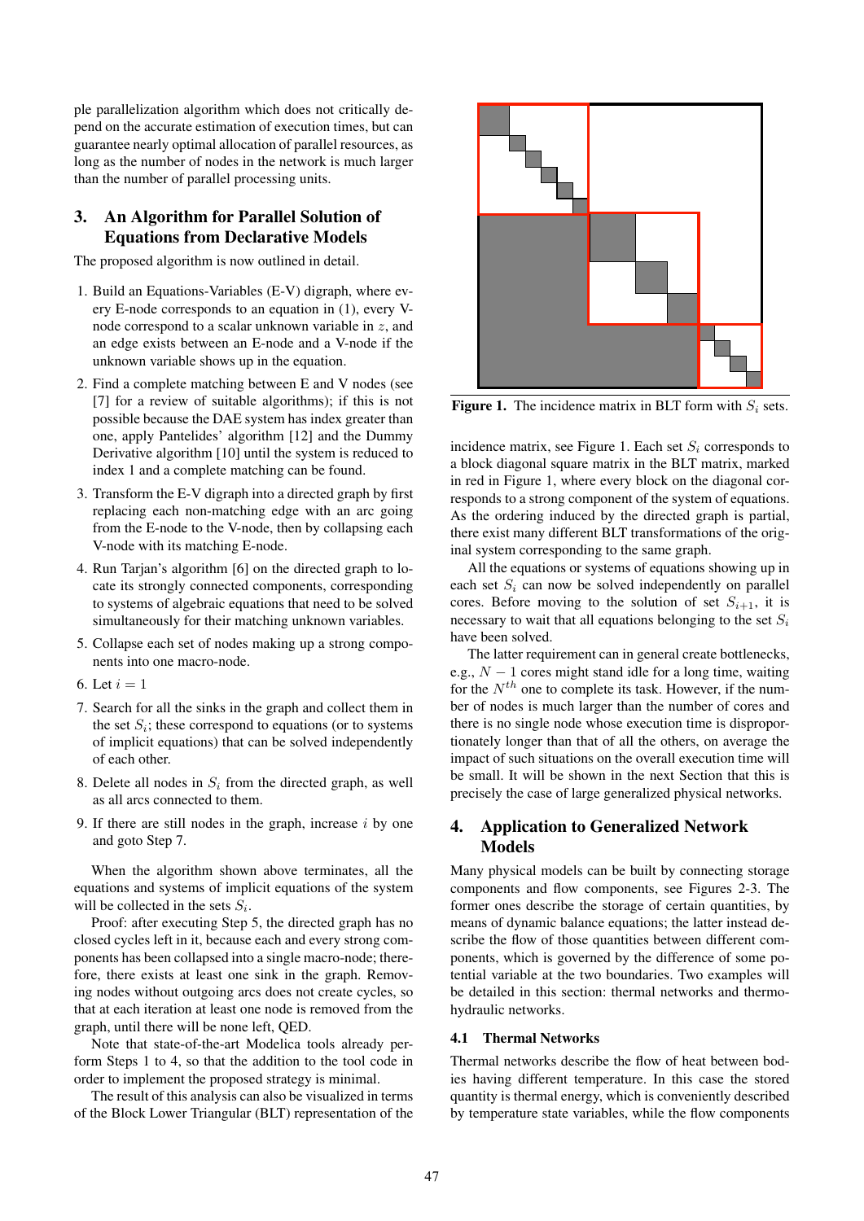ple parallelization algorithm which does not critically depend on the accurate estimation of execution times, but can guarantee nearly optimal allocation of parallel resources, as long as the number of nodes in the network is much larger than the number of parallel processing units.

## 3. An Algorithm for Parallel Solution of Equations from Declarative Models

The proposed algorithm is now outlined in detail.

1. Build an Equations-Variables (E-V) digraph, where every E-node corresponds to an equation in (1), every V-node correspond to a scalar unknown variable in $z$, and an edge exists between an E-node and a V-node if the unknown variable shows up in the equation.
2. Find a complete matching between E and V nodes (see [7] for a review of suitable algorithms); if this is not possible because the DAE system has index greater than one, apply Pantelides' algorithm [12] and the Dummy Derivative algorithm [10] until the system is reduced to index 1 and a complete matching can be found.
3. Transform the E-V digraph into a directed graph by first replacing each non-matching edge with an arc going from the E-node to the V-node, then by collapsing each V-node with its matching E-node.
4. Run Tarjan's algorithm [6] on the directed graph to locate its strongly connected components, corresponding to systems of algebraic equations that need to be solved simultaneously for their matching unknown variables.
5. Collapse each set of nodes making up a strong components into one macro-node.
6. Let $i = 1$
7. Search for all the sinks in the graph and collect them in the set $S_i$; these correspond to equations (or to systems of implicit equations) that can be solved independently of each other.
8. Delete all nodes in $S_i$ from the directed graph, as well as all arcs connected to them.
9. If there are still nodes in the graph, increase $i$ by one and goto Step 7.

When the algorithm shown above terminates, all the equations and systems of implicit equations of the system will be collected in the sets $S_i$.

Proof: after executing Step 5, the directed graph has no closed cycles left in it, because each and every strong components has been collapsed into a single macro-node; therefore, there exists at least one sink in the graph. Removing nodes without outgoing arcs does not create cycles, so that at each iteration at least one node is removed from the graph, until there will be none left, QED.

Note that state-of-the-art Modelica tools already perform Steps 1 to 4, so that the addition to the tool code in order to implement the proposed strategy is minimal.

The result of this analysis can also be visualized in terms of the Block Lower Triangular (BLT) representation of the incidence matrix, see Figure 1. Each set $S_i$ corresponds to a block diagonal square matrix in the BLT matrix, marked in red in Figure 1, where every block on the diagonal corresponds to a strong component of the system of equations. As the ordering induced by the directed graph is partial, there exist many different BLT transformations of the original system corresponding to the same graph.

**Figure 1.** The incidence matrix in BLT form with $S_i$ sets.

All the equations or systems of equations showing up in each set $S_i$ can now be solved independently on parallel cores. Before moving to the solution of set $S_{i+1}$, it is necessary to wait that all equations belonging to the set $S_i$ have been solved.

The latter requirement can in general create bottlenecks, e.g., $N - 1$ cores might stand idle for a long time, waiting for the $N^{th}$ one to complete its task. However, if the number of nodes is much larger than the number of cores and there is no single node whose execution time is disproportionately longer than that of all the others, on average the impact of such situations on the overall execution time will be small. It will be shown in the next Section that this is precisely the case of large generalized physical networks.

## 4. Application to Generalized Network Models

Many physical models can be built by connecting storage components and flow components, see Figures 2-3. The former ones describe the storage of certain quantities, by means of dynamic balance equations; the latter instead describe the flow of those quantities between different components, which is governed by the difference of some potential variable at the two boundaries. Two examples will be detailed in this section: thermal networks and thermo-hydraulic networks.

### 4.1 Thermal Networks

Thermal networks describe the flow of heat between bodies having different temperature. In this case the stored quantity is thermal energy, which is conveniently described by temperature state variables, while the flow components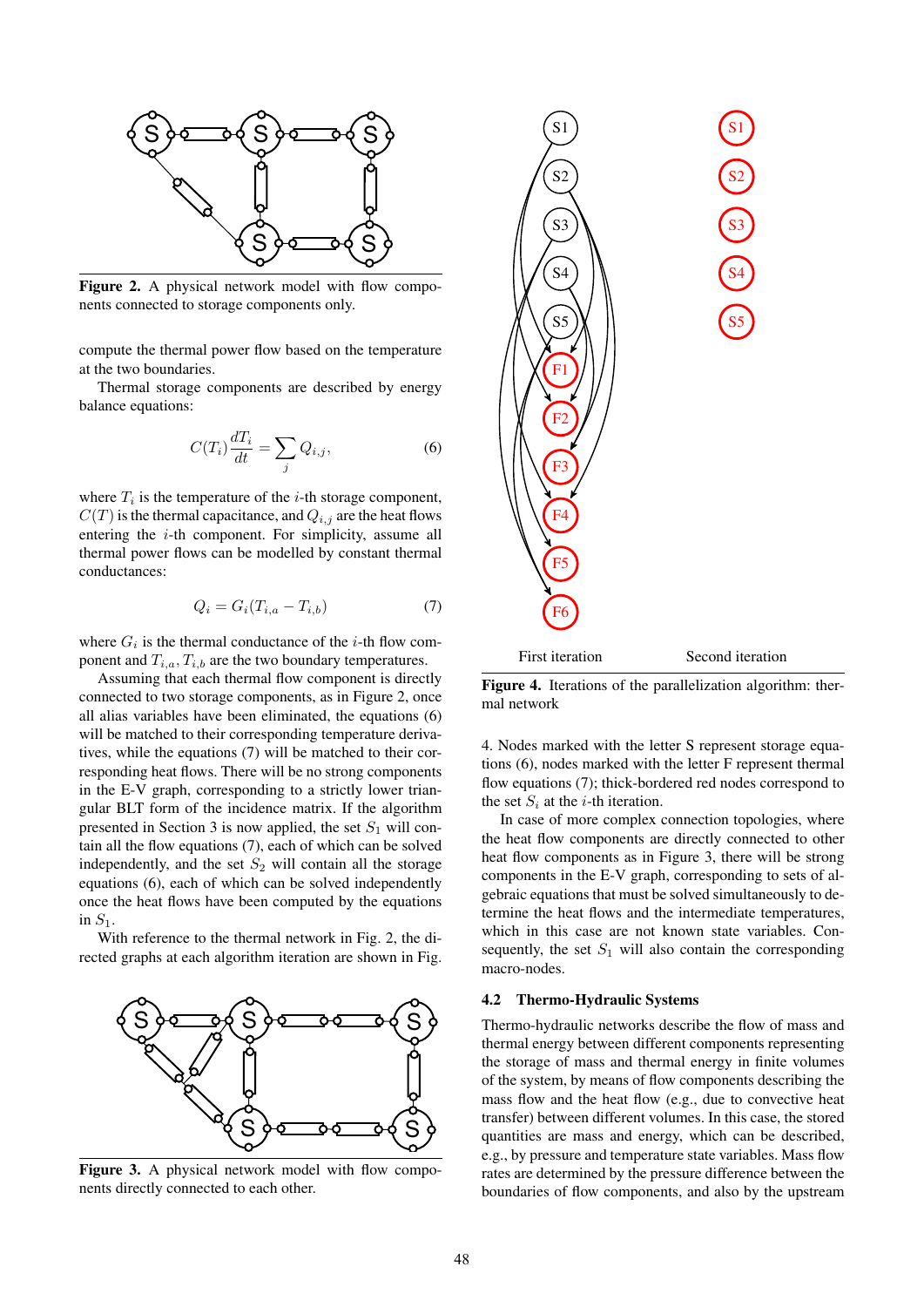Figure 2. A physical network model with flow components connected to storage components only.

compute the thermal power flow based on the temperature at the two boundaries.

Thermal storage components are described by energy balance equations:

$$C(T_i)\frac{dT_i}{dt} = \sum_j Q_{i,j}, \qquad (6)$$

where $T_i$ is the temperature of the $i$-th storage component, $C(T)$ is the thermal capacitance, and $Q_{i,j}$ are the heat flows entering the $i$-th component. For simplicity, assume all thermal power flows can be modelled by constant thermal conductances:

$$Q_i = G_i(T_{i,a} - T_{i,b}) \qquad (7)$$

where $G_i$ is the thermal conductance of the $i$-th flow component and $T_{i,a}, T_{i,b}$ are the two boundary temperatures.

Assuming that each thermal flow component is directly connected to two storage components, as in Figure 2, once all alias variables have been eliminated, the equations (6) will be matched to their corresponding temperature derivatives, while the equations (7) will be matched to their corresponding heat flows. There will be no strong components in the E-V graph, corresponding to a strictly lower triangular BLT form of the incidence matrix. If the algorithm presented in Section 3 is now applied, the set $S_1$ will contain all the flow equations (7), each of which can be solved independently, and the set $S_2$ will contain all the storage equations (6), each of which can be solved independently once the heat flows have been computed by the equations in $S_1$.

With reference to the thermal network in Fig. 2, the directed graphs at each algorithm iteration are shown in Fig.

Figure 3. A physical network model with flow components directly connected to each other.

First iteration

Second iteration

Figure 4. Iterations of the parallelization algorithm: thermal network

4. Nodes marked with the letter S represent storage equations (6), nodes marked with the letter F represent thermal flow equations (7); thick-bordered red nodes correspond to the set $S_i$ at the $i$-th iteration.

In case of more complex connection topologies, where the heat flow components are directly connected to other heat flow components as in Figure 3, there will be strong components in the E-V graph, corresponding to sets of algebraic equations that must be solved simultaneously to determine the heat flows and the intermediate temperatures, which in this case are not known state variables. Consequently, the set $S_1$ will also contain the corresponding macro-nodes.

### 4.2 Thermo-Hydraulic Systems

Thermo-hydraulic networks describe the flow of mass and thermal energy between different components representing the storage of mass and thermal energy in finite volumes of the system, by means of flow components describing the mass flow and the heat flow (e.g., due to convective heat transfer) between different volumes. In this case, the stored quantities are mass and energy, which can be described, e.g., by pressure and temperature state variables. Mass flow rates are determined by the pressure difference between the boundaries of flow components, and also by the upstream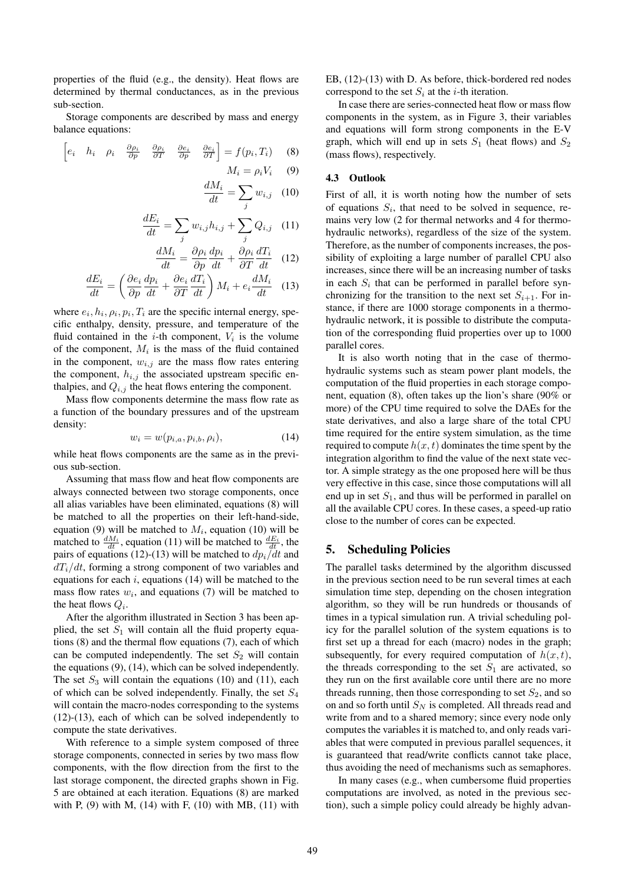properties of the fluid (e.g., the density). Heat flows are determined by thermal conductances, as in the previous sub-section.

Storage components are described by mass and energy balance equations:

$$\begin{bmatrix} e_i & h_i & \rho_i & \frac{\partial \rho_i}{\partial p} & \frac{\partial \rho_i}{\partial T} & \frac{\partial e_i}{\partial p} & \frac{\partial e_i}{\partial T} \end{bmatrix} = f(p_i, T_i) \quad (8)$$

$$M_i = \rho_i V_i \quad (9)$$

$$\frac{dM_i}{dt} = \sum_j w_{i,j} \quad (10)$$

$$\frac{dE_i}{dt} = \sum_j w_{i,j} h_{i,j} + \sum_j Q_{i,j} \quad (11)$$

$$\frac{dM_i}{dt} = \frac{\partial \rho_i}{\partial p} \frac{dp_i}{dt} + \frac{\partial \rho_i}{\partial T} \frac{dT_i}{dt} \quad (12)$$

$$\frac{dE_i}{dt} = \left( \frac{\partial e_i}{\partial p} \frac{dp_i}{dt} + \frac{\partial e_i}{\partial T} \frac{dT_i}{dt} \right) M_i + e_i \frac{dM_i}{dt} \quad (13)$$

where $e_i, h_i, \rho_i, p_i, T_i$ are the specific internal energy, specific enthalpy, density, pressure, and temperature of the fluid contained in the $i$-th component, $V_i$ is the volume of the component, $M_i$ is the mass of the fluid contained in the component, $w_{i,j}$ are the mass flow rates entering the component, $h_{i,j}$ the associated upstream specific enthalpies, and $Q_{i,j}$ the heat flows entering the component.

Mass flow components determine the mass flow rate as a function of the boundary pressures and of the upstream density:

$$w_i = w(p_{i,a}, p_{i,b}, \rho_i), \quad (14)$$

while heat flows components are the same as in the previous sub-section.

Assuming that mass flow and heat flow components are always connected between two storage components, once all alias variables have been eliminated, equations (8) will be matched to all the properties on their left-hand-side, equation (9) will be matched to $M_i$, equation (10) will be matched to $\frac{dM_i}{dt}$, equation (11) will be matched to $\frac{dE_i}{dt}$, the pairs of equations (12)-(13) will be matched to $dp_i/dt$ and $dT_i/dt$, forming a strong component of two variables and equations for each $i$, equations (14) will be matched to the mass flow rates $w_i$, and equations (7) will be matched to the heat flows $Q_i$.

After the algorithm illustrated in Section 3 has been applied, the set $S_1$ will contain all the fluid property equations (8) and the thermal flow equations (7), each of which can be computed independently. The set $S_2$ will contain the equations (9), (14), which can be solved independently. The set $S_3$ will contain the equations (10) and (11), each of which can be solved independently. Finally, the set $S_4$ will contain the macro-nodes corresponding to the systems (12)-(13), each of which can be solved independently to compute the state derivatives.

With reference to a simple system composed of three storage components, connected in series by two mass flow components, with the flow direction from the first to the last storage component, the directed graphs shown in Fig. 5 are obtained at each iteration. Equations (8) are marked with P, (9) with M, (14) with F, (10) with MB, (11) with EB, (12)-(13) with D. As before, thick-bordered red nodes correspond to the set $S_i$ at the $i$-th iteration.

In case there are series-connected heat flow or mass flow components in the system, as in Figure 3, their variables and equations will form strong components in the E-V graph, which will end up in sets $S_1$ (heat flows) and $S_2$ (mass flows), respectively.

### 4.3 Outlook

First of all, it is worth noting how the number of sets of equations $S_i$, that need to be solved in sequence, remains very low (2 for thermal networks and 4 for thermo-hydraulic networks), regardless of the size of the system. Therefore, as the number of components increases, the possibility of exploiting a large number of parallel CPU also increases, since there will be an increasing number of tasks in each $S_i$ that can be performed in parallel before synchronizing for the transition to the next set $S_{i+1}$. For instance, if there are 1000 storage components in a thermo-hydraulic network, it is possible to distribute the computation of the corresponding fluid properties over up to 1000 parallel cores.

It is also worth noting that in the case of thermo-hydraulic systems such as steam power plant models, the computation of the fluid properties in each storage component, equation (8), often takes up the lion's share (90% or more) of the CPU time required to solve the DAEs for the state derivatives, and also a large share of the total CPU time required for the entire system simulation, as the time required to compute $h(x,t)$ dominates the time spent by the integration algorithm to find the value of the next state vector. A simple strategy as the one proposed here will be thus very effective in this case, since those computations will all end up in set $S_1$, and thus will be performed in parallel on all the available CPU cores. In these cases, a speed-up ratio close to the number of cores can be expected.

## 5. Scheduling Policies

The parallel tasks determined by the algorithm discussed in the previous section need to be run several times at each simulation time step, depending on the chosen integration algorithm, so they will be run hundreds or thousands of times in a typical simulation run. A trivial scheduling policy for the parallel solution of the system equations is to first set up a thread for each (macro) nodes in the graph; subsequently, for every required computation of $h(x,t)$, the threads corresponding to the set $S_1$ are activated, so they run on the first available core until there are no more threads running, then those corresponding to set $S_2$, and so on and so forth until $S_N$ is completed. All threads read and write from and to a shared memory; since every node only computes the variables it is matched to, and only reads variables that were computed in previous parallel sequences, it is guaranteed that read/write conflicts cannot take place, thus avoiding the need of mechanisms such as semaphores.

In many cases (e.g., when cumbersome fluid properties computations are involved, as noted in the previous section), such a simple policy could already be highly advan-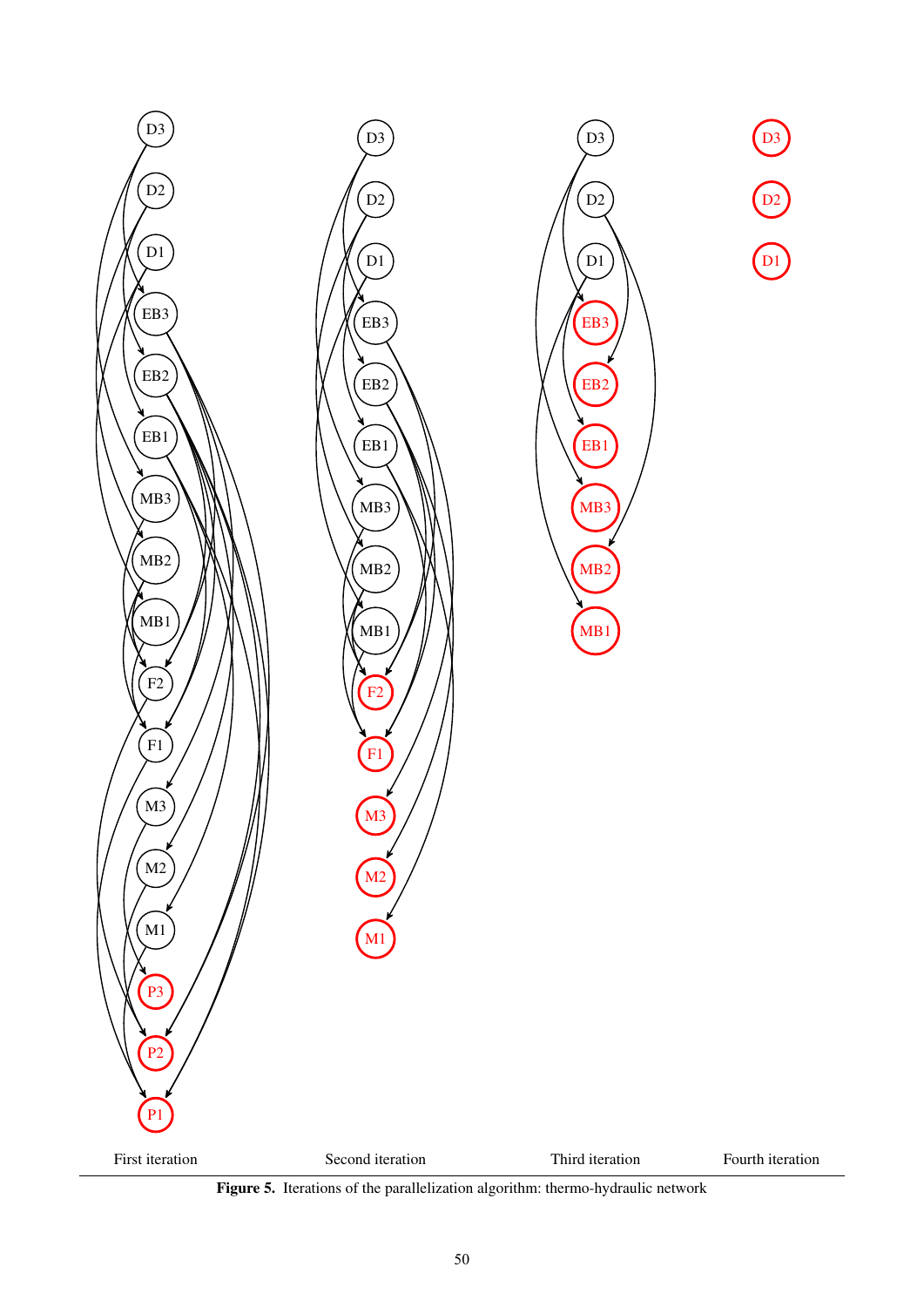First iteration | Second iteration | Third iteration | Fourth iteration

**Figure 5.** Iterations of the parallelization algorithm: thermo-hydraulic network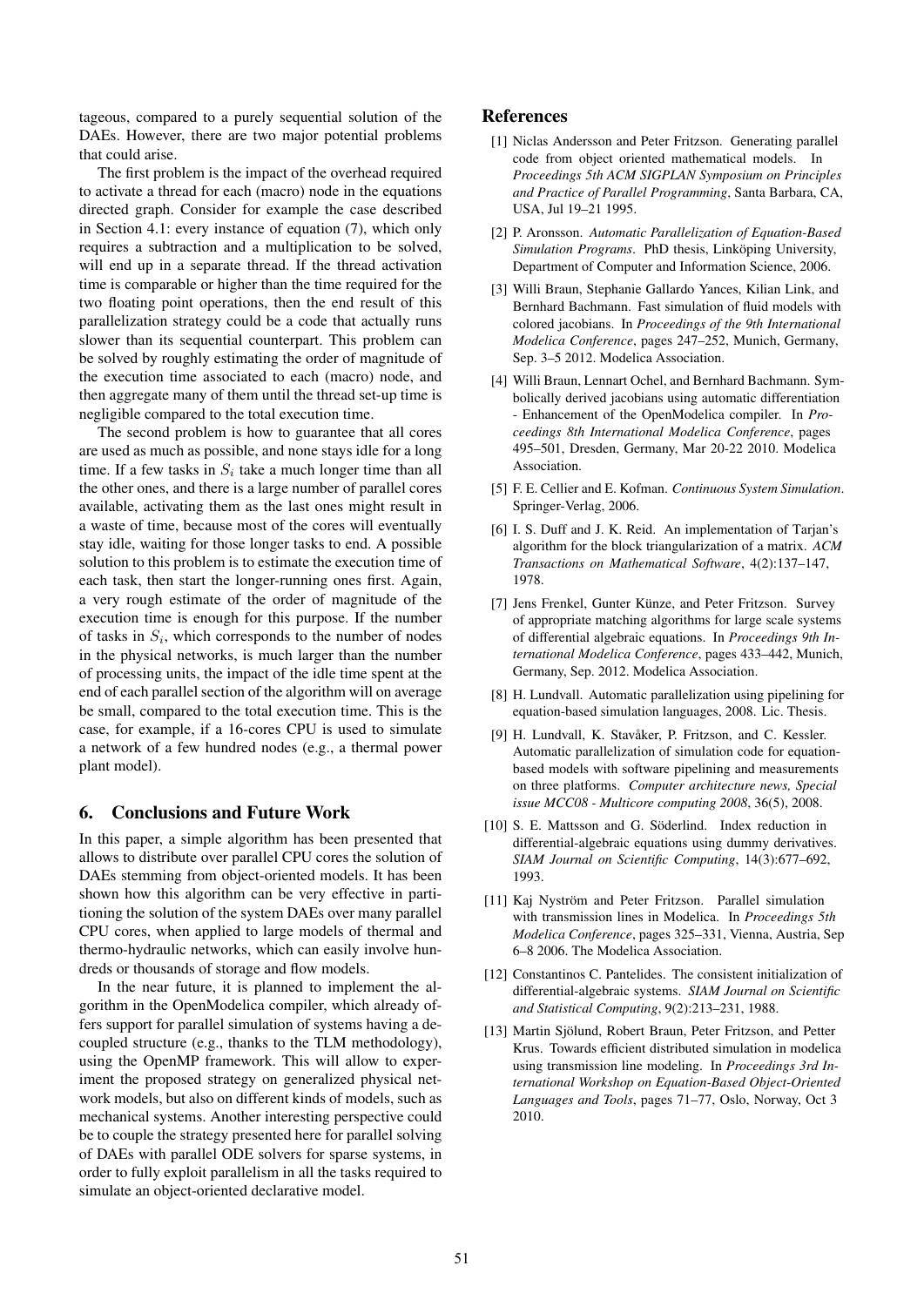tageous, compared to a purely sequential solution of the DAEs. However, there are two major potential problems that could arise.

The first problem is the impact of the overhead required to activate a thread for each (macro) node in the equations directed graph. Consider for example the case described in Section 4.1: every instance of equation (7), which only requires a subtraction and a multiplication to be solved, will end up in a separate thread. If the thread activation time is comparable or higher than the time required for the two floating point operations, then the end result of this parallelization strategy could be a code that actually runs slower than its sequential counterpart. This problem can be solved by roughly estimating the order of magnitude of the execution time associated to each (macro) node, and then aggregate many of them until the thread set-up time is negligible compared to the total execution time.

The second problem is how to guarantee that all cores are used as much as possible, and none stays idle for a long time. If a few tasks in $S_i$ take a much longer time than all the other ones, and there is a large number of parallel cores available, activating them as the last ones might result in a waste of time, because most of the cores will eventually stay idle, waiting for those longer tasks to end. A possible solution to this problem is to estimate the execution time of each task, then start the longer-running ones first. Again, a very rough estimate of the order of magnitude of the execution time is enough for this purpose. If the number of tasks in $S_i$, which corresponds to the number of nodes in the physical networks, is much larger than the number of processing units, the impact of the idle time spent at the end of each parallel section of the algorithm will on average be small, compared to the total execution time. This is the case, for example, if a 16-cores CPU is used to simulate a network of a few hundred nodes (e.g., a thermal power plant model).

## 6. Conclusions and Future Work

In this paper, a simple algorithm has been presented that allows to distribute over parallel CPU cores the solution of DAEs stemming from object-oriented models. It has been shown how this algorithm can be very effective in partitioning the solution of the system DAEs over many parallel CPU cores, when applied to large models of thermal and thermo-hydraulic networks, which can easily involve hundreds or thousands of storage and flow models.

In the near future, it is planned to implement the algorithm in the OpenModelica compiler, which already offers support for parallel simulation of systems having a decoupled structure (e.g., thanks to the TLM methodology), using the OpenMP framework. This will allow to experiment the proposed strategy on generalized physical network models, but also on different kinds of models, such as mechanical systems. Another interesting perspective could be to couple the strategy presented here for parallel solving of DAEs with parallel ODE solvers for sparse systems, in order to fully exploit parallelism in all the tasks required to simulate an object-oriented declarative model.

## References

[1] Niclas Andersson and Peter Fritzson. Generating parallel code from object oriented mathematical models. In *Proceedings 5th ACM SIGPLAN Symposium on Principles and Practice of Parallel Programming*, Santa Barbara, CA, USA, Jul 19–21 1995.

[2] P. Aronsson. *Automatic Parallelization of Equation-Based Simulation Programs*. PhD thesis, Linköping University, Department of Computer and Information Science, 2006.

[3] Willi Braun, Stephanie Gallardo Yances, Kilian Link, and Bernhard Bachmann. Fast simulation of fluid models with colored jacobians. In *Proceedings of the 9th International Modelica Conference*, pages 247–252, Munich, Germany, Sep. 3–5 2012. Modelica Association.

[4] Willi Braun, Lennart Ochel, and Bernhard Bachmann. Symbolically derived jacobians using automatic differentiation - Enhancement of the OpenModelica compiler. In *Proceedings 8th International Modelica Conference*, pages 495–501, Dresden, Germany, Mar 20-22 2010. Modelica Association.

[5] F. E. Cellier and E. Kofman. *Continuous System Simulation*. Springer-Verlag, 2006.

[6] I. S. Duff and J. K. Reid. An implementation of Tarjan's algorithm for the block triangularization of a matrix. *ACM Transactions on Mathematical Software*, 4(2):137–147, 1978.

[7] Jens Frenkel, Gunter Künze, and Peter Fritzson. Survey of appropriate matching algorithms for large scale systems of differential algebraic equations. In *Proceedings 9th International Modelica Conference*, pages 433–442, Munich, Germany, Sep. 2012. Modelica Association.

[8] H. Lundvall. Automatic parallelization using pipelining for equation-based simulation languages, 2008. Lic. Thesis.

[9] H. Lundvall, K. Stavåker, P. Fritzson, and C. Kessler. Automatic parallelization of simulation code for equation-based models with software pipelining and measurements on three platforms. *Computer architecture news, Special issue MCC08 - Multicore computing 2008*, 36(5), 2008.

[10] S. E. Mattsson and G. Söderlind. Index reduction in differential-algebraic equations using dummy derivatives. *SIAM Journal on Scientific Computing*, 14(3):677–692, 1993.

[11] Kaj Nyström and Peter Fritzson. Parallel simulation with transmission lines in Modelica. In *Proceedings 5th Modelica Conference*, pages 325–331, Vienna, Austria, Sep 6–8 2006. The Modelica Association.

[12] Constantinos C. Pantelides. The consistent initialization of differential-algebraic systems. *SIAM Journal on Scientific and Statistical Computing*, 9(2):213–231, 1988.

[13] Martin Sjölund, Robert Braun, Peter Fritzson, and Petter Krus. Towards efficient distributed simulation in modelica using transmission line modeling. In *Proceedings 3rd International Workshop on Equation-Based Object-Oriented Languages and Tools*, pages 71–77, Oslo, Norway, Oct 3 2010.